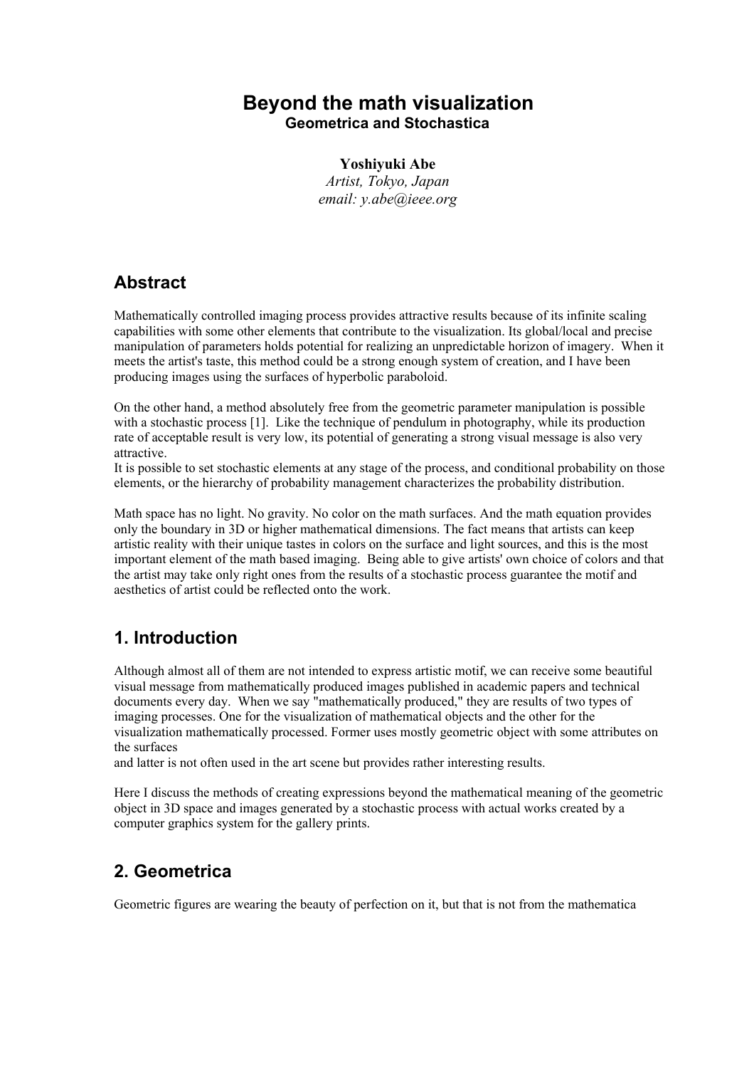# Beyond the math visualization

**Geometrica and Stochastica**

**Yoshiyuki Abe**

*Artist, Tokyo, Japan*

*email: y.abe@ieee.org*

## Abstract

Mathematically controlled imaging process provides attractive results because of its infinite scaling capabilities with some other elements that contribute to the visualization. Its global/local and precise manipulation of parameters holds potential for realizing an unpredictable horizon of imagery. When it meets the artist's taste, this method could be a strong enough system of creation, and I have been producing images using the surfaces of hyperbolic paraboloid.

On the other hand, a method absolutely free from the geometric parameter manipulation is possible with a stochastic process [1]. Like the technique of pendulum in photography, while its production rate of acceptable result is very low, its potential of generating a strong visual message is also very attractive.
It is possible to set stochastic elements at any stage of the process, and conditional probability on those elements, or the hierarchy of probability management characterizes the probability distribution.

Math space has no light. No gravity. No color on the math surfaces. And the math equation provides only the boundary in 3D or higher mathematical dimensions. The fact means that artists can keep artistic reality with their unique tastes in colors on the surface and light sources, and this is the most important element of the math based imaging. Being able to give artists' own choice of colors and that the artist may take only right ones from the results of a stochastic process guarantee the motif and aesthetics of artist could be reflected onto the work.

## 1. Introduction

Although almost all of them are not intended to express artistic motif, we can receive some beautiful visual message from mathematically produced images published in academic papers and technical documents every day. When we say "mathematically produced," they are results of two types of imaging processes. One for the visualization of mathematical objects and the other for the visualization mathematically processed. Former uses mostly geometric object with some attributes on the surfaces
and latter is not often used in the art scene but provides rather interesting results.

Here I discuss the methods of creating expressions beyond the mathematical meaning of the geometric object in 3D space and images generated by a stochastic process with actual works created by a computer graphics system for the gallery prints.

## 2. Geometrica

Geometric figures are wearing the beauty of perfection on it, but that is not from the mathematica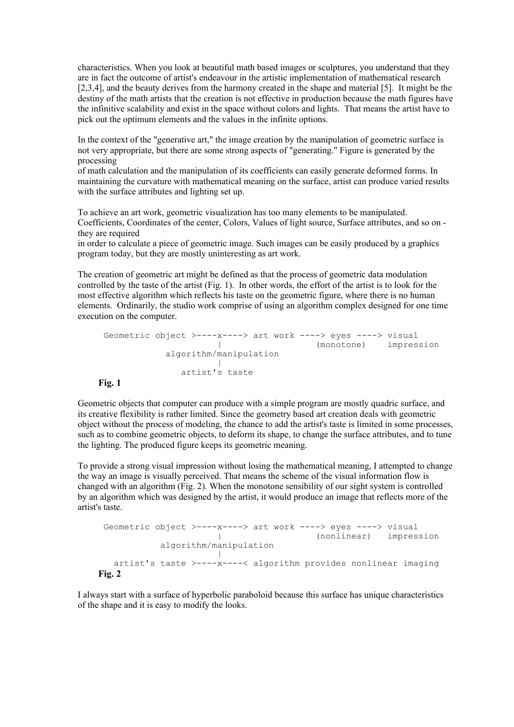characteristics. When you look at beautiful math based images or sculptures, you understand that they are in fact the outcome of artist's endeavour in the artistic implementation of mathematical research [2,3,4], and the beauty derives from the harmony created in the shape and material [5]. It might be the destiny of the math artists that the creation is not effective in production because the math figures have the infinitive scalability and exist in the space without colors and lights. That means the artist have to pick out the optimum elements and the values in the infinite options.

In the context of the "generative art," the image creation by the manipulation of geometric surface is not very appropriate, but there are some strong aspects of "generating." Figure is generated by the processing
of math calculation and the manipulation of its coefficients can easily generate deformed forms. In maintaining the curvature with mathematical meaning on the surface, artist can produce varied results with the surface attributes and lighting set up.

To achieve an art work, geometric visualization has too many elements to be manipulated. Coefficients, Coordinates of the center, Colors, Values of light source, Surface attributes, and so on - they are required
in order to calculate a piece of geometric image. Such images can be easily produced by a graphics program today, but they are mostly uninteresting as art work.

The creation of geometric art might be defined as that the process of geometric data modulation controlled by the taste of the artist (Fig. 1). In other words, the effort of the artist is to look for the most effective algorithm which reflects his taste on the geometric figure, where there is no human elements. Ordinarily, the studio work comprise of using an algorithm complex designed for one time execution on the computer.

```
Geometric object >----x----> art work ----> eyes ----> visual
                      |                   (monotone)    impression
            algorithm/manipulation
                      |
               artist's taste
```

**Fig. 1**

Geometric objects that computer can produce with a simple program are mostly quadric surface, and its creative flexibility is rather limited. Since the geometry based art creation deals with geometric object without the process of modeling, the chance to add the artist's taste is limited in some processes, such as to combine geometric objects, to deform its shape, to change the surface attributes, and to tune the lighting. The produced figure keeps its geometric meaning.

To provide a strong visual impression without losing the mathematical meaning, I attempted to change the way an image is visually perceived. That means the scheme of the visual information flow is changed with an algorithm (Fig. 2). When the monotone sensibility of our sight system is controlled by an algorithm which was designed by the artist, it would produce an image that reflects more of the artist's taste.

```
Geometric object >----x----> art work ----> eyes ----> visual
                      |                   (nonlinear)   impression
           algorithm/manipulation
                      |
  artist's taste >----x----< algorithm provides nonlinear imaging
```

**Fig. 2**

I always start with a surface of hyperbolic paraboloid because this surface has unique characteristics of the shape and it is easy to modify the looks.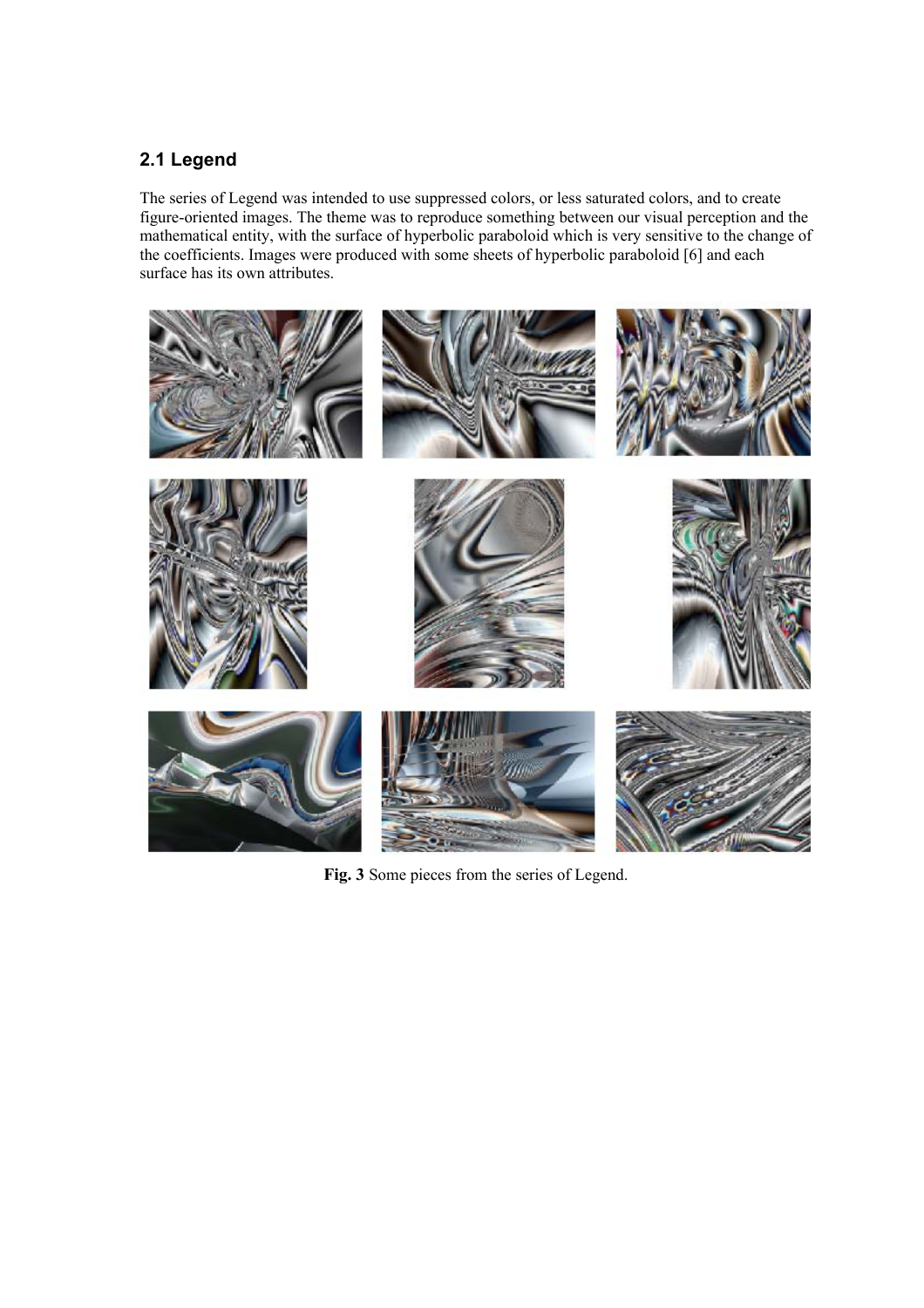## 2.1 Legend

The series of Legend was intended to use suppressed colors, or less saturated colors, and to create figure-oriented images. The theme was to reproduce something between our visual perception and the mathematical entity, with the surface of hyperbolic paraboloid which is very sensitive to the change of the coefficients. Images were produced with some sheets of hyperbolic paraboloid [6] and each surface has its own attributes.

**Fig. 3** Some pieces from the series of Legend.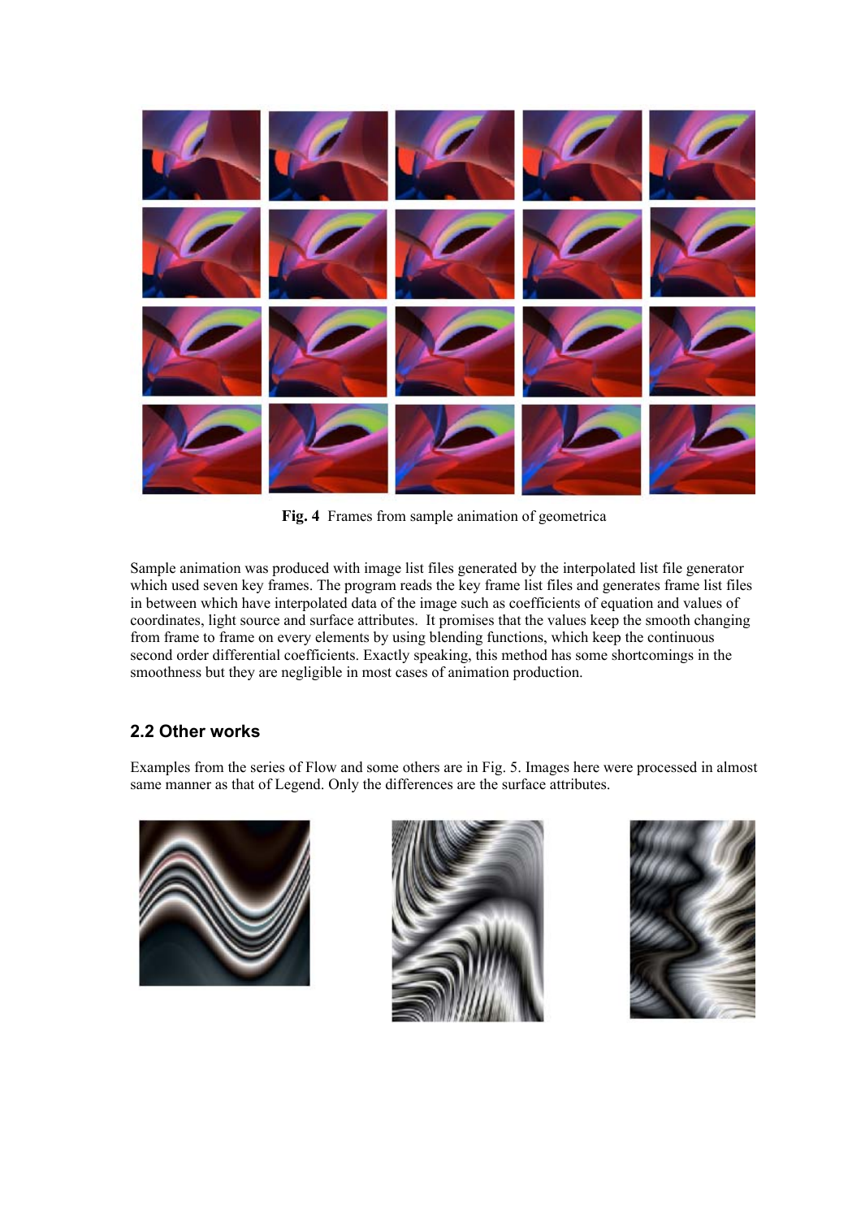**Fig. 4** Frames from sample animation of geometrica

Sample animation was produced with image list files generated by the interpolated list file generator which used seven key frames. The program reads the key frame list files and generates frame list files in between which have interpolated data of the image such as coefficients of equation and values of coordinates, light source and surface attributes. It promises that the values keep the smooth changing from frame to frame on every elements by using blending functions, which keep the continuous second order differential coefficients. Exactly speaking, this method has some shortcomings in the smoothness but they are negligible in most cases of animation production.

## 2.2 Other works

Examples from the series of Flow and some others are in Fig. 5. Images here were processed in almost same manner as that of Legend. Only the differences are the surface attributes.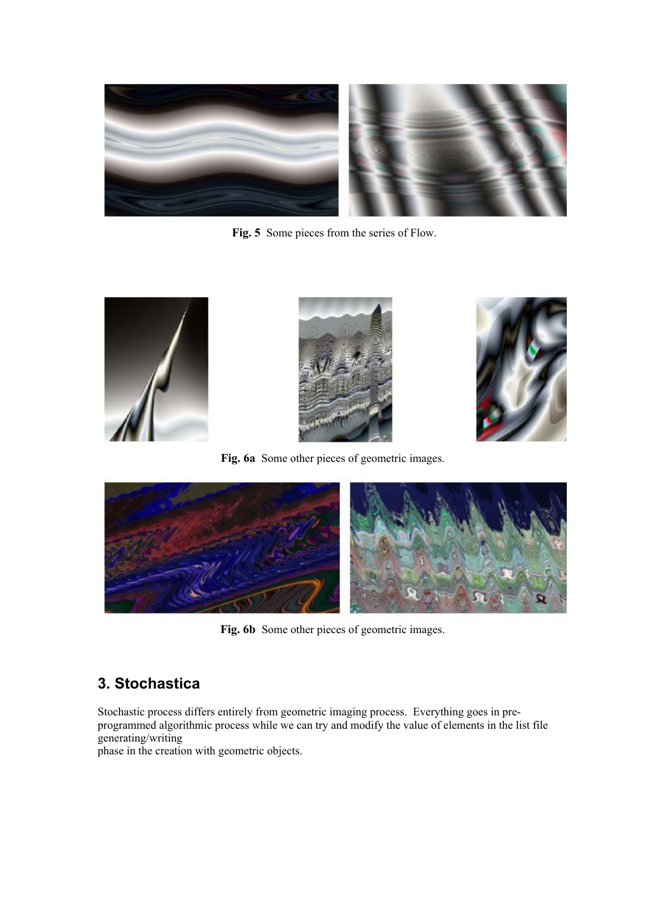**Fig. 5** Some pieces from the series of Flow.

**Fig. 6a** Some other pieces of geometric images.

**Fig. 6b** Some other pieces of geometric images.

## 3. Stochastica

Stochastic process differs entirely from geometric imaging process. Everything goes in pre-programmed algorithmic process while we can try and modify the value of elements in the list file generating/writing
phase in the creation with geometric objects.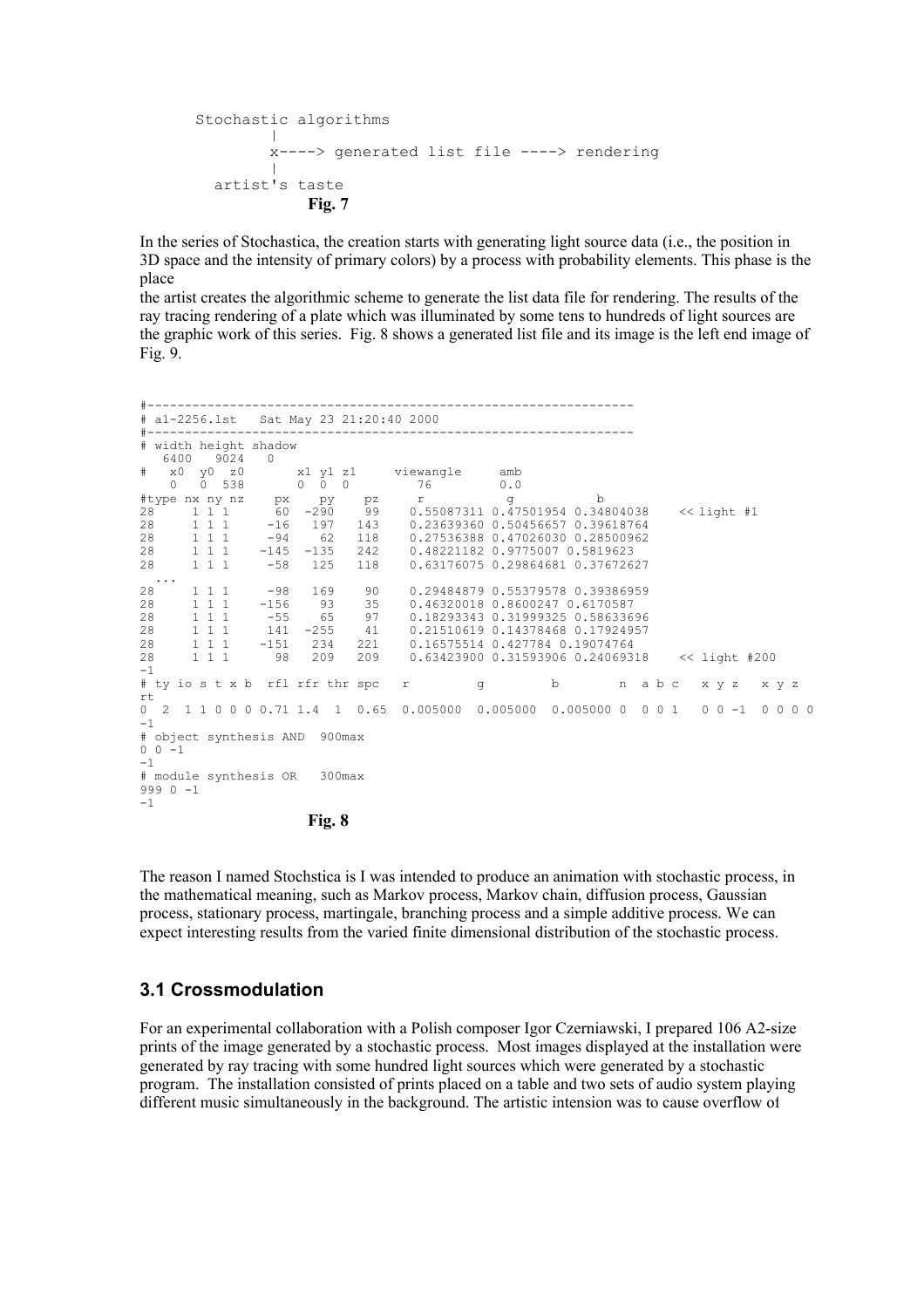```
Stochastic algorithms
        |
        x----> generated list file ----> rendering
        |
  artist's taste
```

**Fig. 7**

In the series of Stochastica, the creation starts with generating light source data (i.e., the position in 3D space and the intensity of primary colors) by a process with probability elements. This phase is the place
the artist creates the algorithmic scheme to generate the list data file for rendering. The results of the ray tracing rendering of a plate which was illuminated by some tens to hundreds of light sources are the graphic work of this series. Fig. 8 shows a generated list file and its image is the left end image of Fig. 9.

```
#----------------------------------------------------------------
# a1-2256.lst   Sat May 23 21:20:40 2000
#----------------------------------------------------------------
# width height shadow
   6400   9024   0
#   x0  y0  z0       x1 y1 z1      viewangle      amb
    0   0  538       0  0  0          76          0.0
#type nx ny nz     px    py    pz      r           g           b
28     1 1 1      60  -290    99    0.55087311 0.47501954 0.34804038    << light #1
28     1 1 1     -16   197   143    0.23639360 0.50456657 0.39618764
28     1 1 1     -94    62   118    0.27536388 0.47026030 0.28500962
28     1 1 1    -145  -135   242    0.48221182 0.9775007 0.5819623
28     1 1 1     -58   125   118    0.63176075 0.29864681 0.37672627
  ...
28     1 1 1     -98   169    90    0.29484879 0.55379578 0.39386959
28     1 1 1    -156    93    35    0.46320018 0.8600247 0.6170587
28     1 1 1     -55    65    97    0.18293343 0.31999325 0.58633696
28     1 1 1     141  -255    41    0.21510619 0.14378468 0.17924957
28     1 1 1    -151   234   221    0.16575514 0.427784 0.19074764
28     1 1 1      98   209   209    0.63423900 0.31593906 0.24069318    << light #200
-1
# ty io s t x b  rfl rfr thr spc   r          g          b        n  a b c   x y z   x y z
rt
0  2  1 1 0 0 0 0.71 1.4  1  0.65  0.005000  0.005000  0.005000 0  0 0 1   0 0 -1  0 0 0 0
-1
# object synthesis AND  900max
0 0 -1
-1
# module synthesis OR   300max
999 0 -1
-1
```

**Fig. 8**

The reason I named Stochstica is I was intended to produce an animation with stochastic process, in the mathematical meaning, such as Markov process, Markov chain, diffusion process, Gaussian process, stationary process, martingale, branching process and a simple additive process. We can expect interesting results from the varied finite dimensional distribution of the stochastic process.

### 3.1 Crossmodulation

For an experimental collaboration with a Polish composer Igor Czerniawski, I prepared 106 A2-size prints of the image generated by a stochastic process. Most images displayed at the installation were generated by ray tracing with some hundred light sources which were generated by a stochastic program. The installation consisted of prints placed on a table and two sets of audio system playing different music simultaneously in the background. The artistic intension was to cause overflow of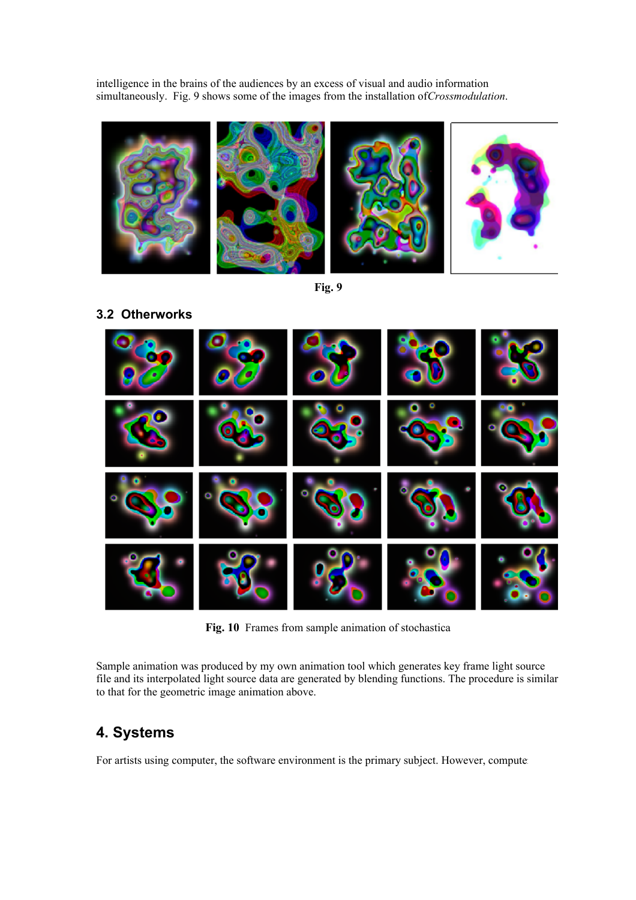intelligence in the brains of the audiences by an excess of visual and audio information simultaneously. Fig. 9 shows some of the images from the installation of*Crossmodulation*.

**Fig. 9**

### 3.2 Otherworks

**Fig. 10** Frames from sample animation of stochastica

Sample animation was produced by my own animation tool which generates key frame light source file and its interpolated light source data are generated by blending functions. The procedure is similar to that for the geometric image animation above.

## 4. Systems

For artists using computer, the software environment is the primary subject. However, compute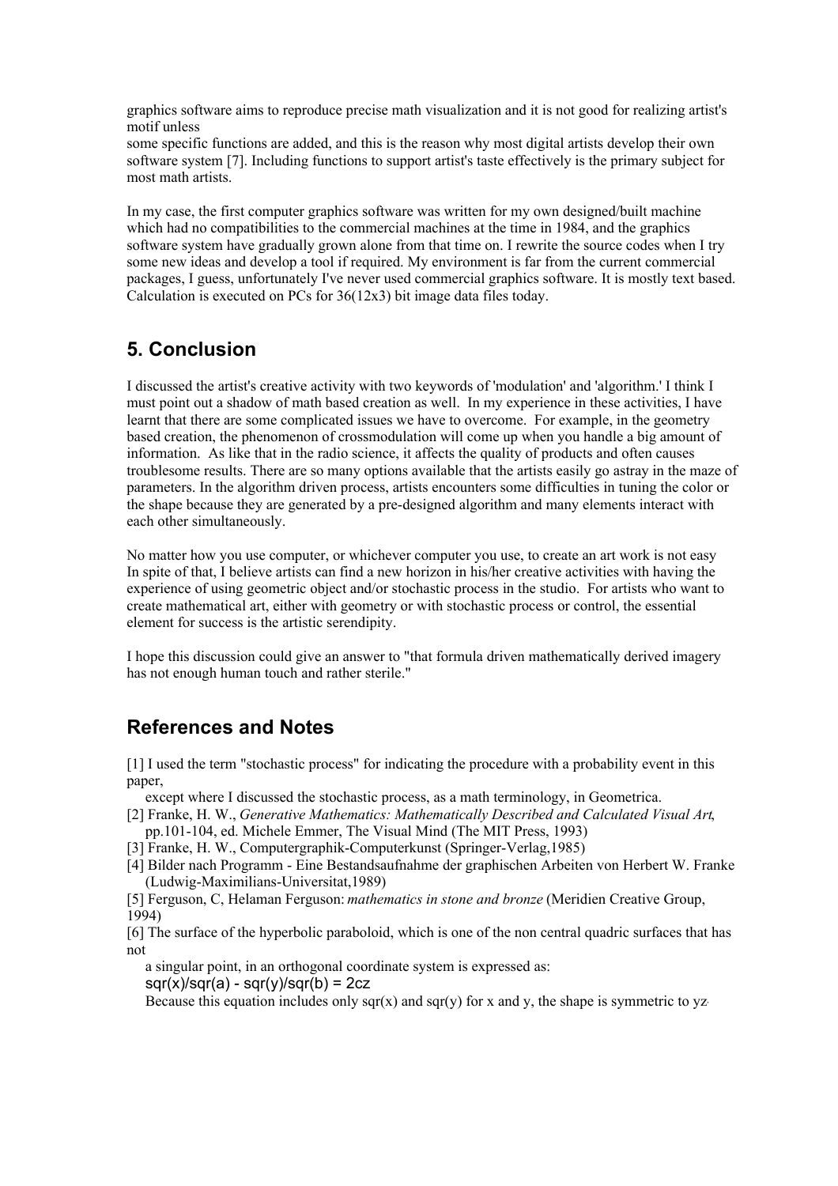graphics software aims to reproduce precise math visualization and it is not good for realizing artist's motif unless
some specific functions are added, and this is the reason why most digital artists develop their own software system [7]. Including functions to support artist's taste effectively is the primary subject for most math artists.

In my case, the first computer graphics software was written for my own designed/built machine which had no compatibilities to the commercial machines at the time in 1984, and the graphics software system have gradually grown alone from that time on. I rewrite the source codes when I try some new ideas and develop a tool if required. My environment is far from the current commercial packages, I guess, unfortunately I've never used commercial graphics software. It is mostly text based. Calculation is executed on PCs for 36(12x3) bit image data files today.

## 5. Conclusion

I discussed the artist's creative activity with two keywords of 'modulation' and 'algorithm.' I think I must point out a shadow of math based creation as well. In my experience in these activities, I have learnt that there are some complicated issues we have to overcome. For example, in the geometry based creation, the phenomenon of crossmodulation will come up when you handle a big amount of information. As like that in the radio science, it affects the quality of products and often causes troublesome results. There are so many options available that the artists easily go astray in the maze of parameters. In the algorithm driven process, artists encounters some difficulties in tuning the color or the shape because they are generated by a pre-designed algorithm and many elements interact with each other simultaneously.

No matter how you use computer, or whichever computer you use, to create an art work is not easy In spite of that, I believe artists can find a new horizon in his/her creative activities with having the experience of using geometric object and/or stochastic process in the studio. For artists who want to create mathematical art, either with geometry or with stochastic process or control, the essential element for success is the artistic serendipity.

I hope this discussion could give an answer to "that formula driven mathematically derived imagery has not enough human touch and rather sterile."

## References and Notes

[1] I used the term "stochastic process" for indicating the procedure with a probability event in this paper,
except where I discussed the stochastic process, as a math terminology, in Geometrica.

[2] Franke, H. W., *Generative Mathematics: Mathematically Described and Calculated Visual Art*, pp.101-104, ed. Michele Emmer, The Visual Mind (The MIT Press, 1993)

[3] Franke, H. W., Computergraphik-Computerkunst (Springer-Verlag,1985)

[4] Bilder nach Programm - Eine Bestandsaufnahme der graphischen Arbeiten von Herbert W. Franke (Ludwig-Maximilians-Universitat,1989)

[5] Ferguson, C, Helaman Ferguson: *mathematics in stone and bronze* (Meridien Creative Group, 1994)

[6] The surface of the hyperbolic paraboloid, which is one of the non central quadric surfaces that has not
a singular point, in an orthogonal coordinate system is expressed as:
sqr(x)/sqr(a) - sqr(y)/sqr(b) = 2cz
Because this equation includes only sqr(x) and sqr(y) for x and y, the shape is symmetric to yz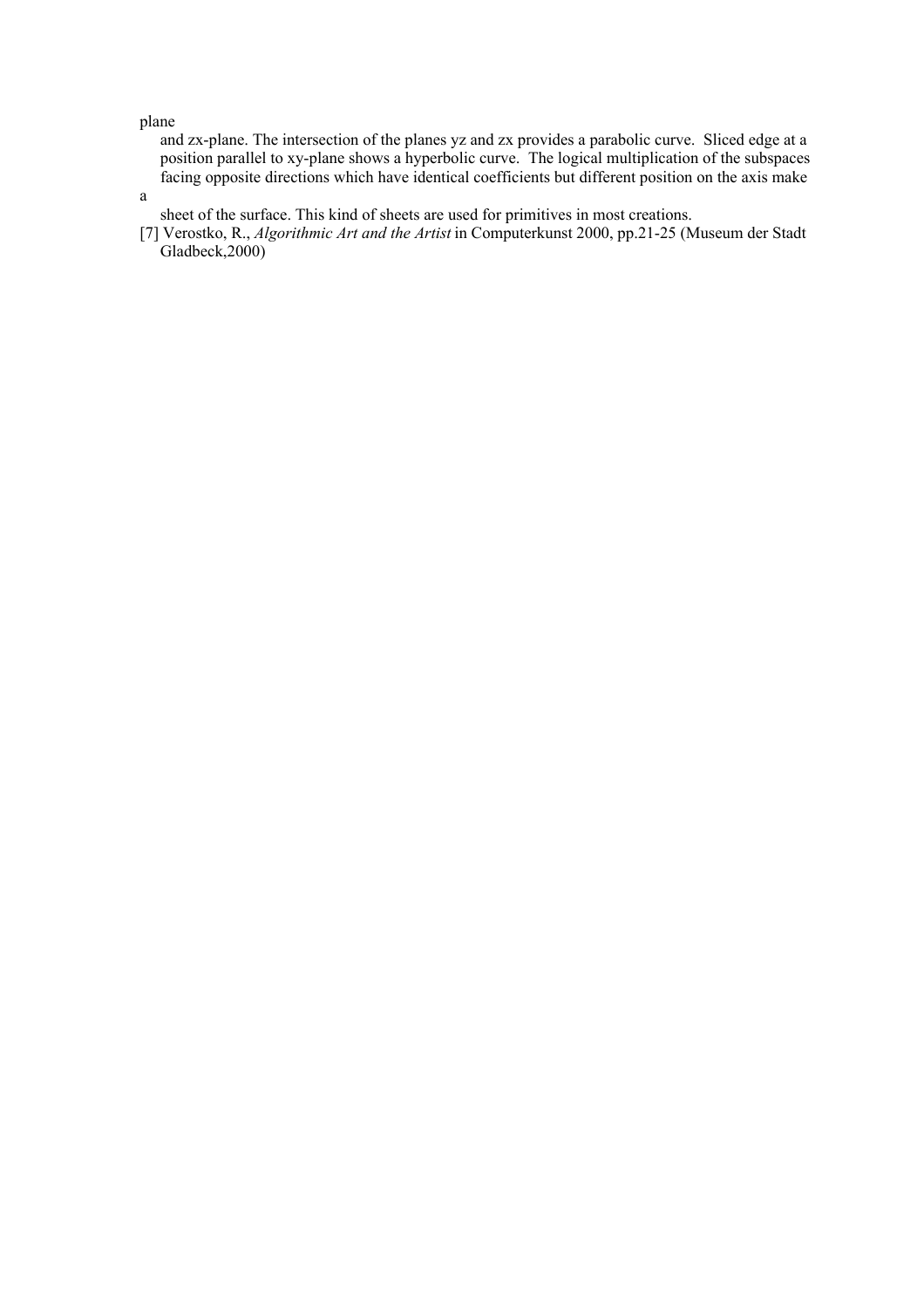plane

and zx-plane. The intersection of the planes yz and zx provides a parabolic curve. Sliced edge at a position parallel to xy-plane shows a hyperbolic curve. The logical multiplication of the subspaces facing opposite directions which have identical coefficients but different position on the axis make

a

sheet of the surface. This kind of sheets are used for primitives in most creations.

[7] Verostko, R., *Algorithmic Art and the Artist* in Computerkunst 2000, pp.21-25 (Museum der Stadt Gladbeck,2000)